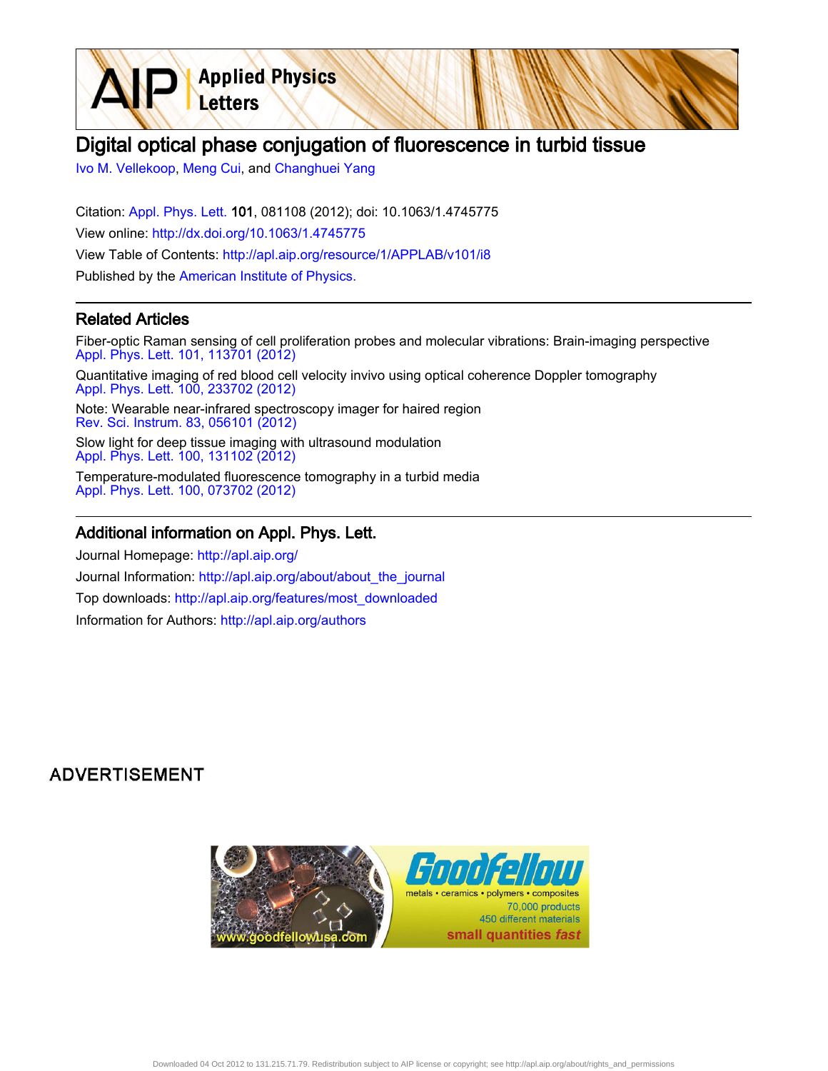# Digital optical phase conjugation of fluorescence in turbid tissue

Ivo M. Vellekoop, Meng Cui, and Changhuei Yang

Citation: Appl. Phys. Lett. **101**, 081108 (2012); doi: 10.1063/1.4745775

View online: http://dx.doi.org/10.1063/1.4745775

View Table of Contents: http://apl.aip.org/resource/1/APPLAB/v101/i8

Published by the American Institute of Physics.

## Related Articles

Fiber-optic Raman sensing of cell proliferation probes and molecular vibrations: Brain-imaging perspective
Appl. Phys. Lett. 101, 113701 (2012)

Quantitative imaging of red blood cell velocity invivo using optical coherence Doppler tomography
Appl. Phys. Lett. 100, 233702 (2012)

Note: Wearable near-infrared spectroscopy imager for haired region
Rev. Sci. Instrum. 83, 056101 (2012)

Slow light for deep tissue imaging with ultrasound modulation
Appl. Phys. Lett. 100, 131102 (2012)

Temperature-modulated fluorescence tomography in a turbid media
Appl. Phys. Lett. 100, 073702 (2012)

## Additional information on Appl. Phys. Lett.

Journal Homepage: http://apl.aip.org/

Journal Information: http://apl.aip.org/about/about_the_journal

Top downloads: http://apl.aip.org/features/most_downloaded

Information for Authors: http://apl.aip.org/authors

ADVERTISEMENT

Goodfellow
metals • ceramics • polymers • composites
70,000 products
450 different materials
small quantities fast
www.goodfellowusa.com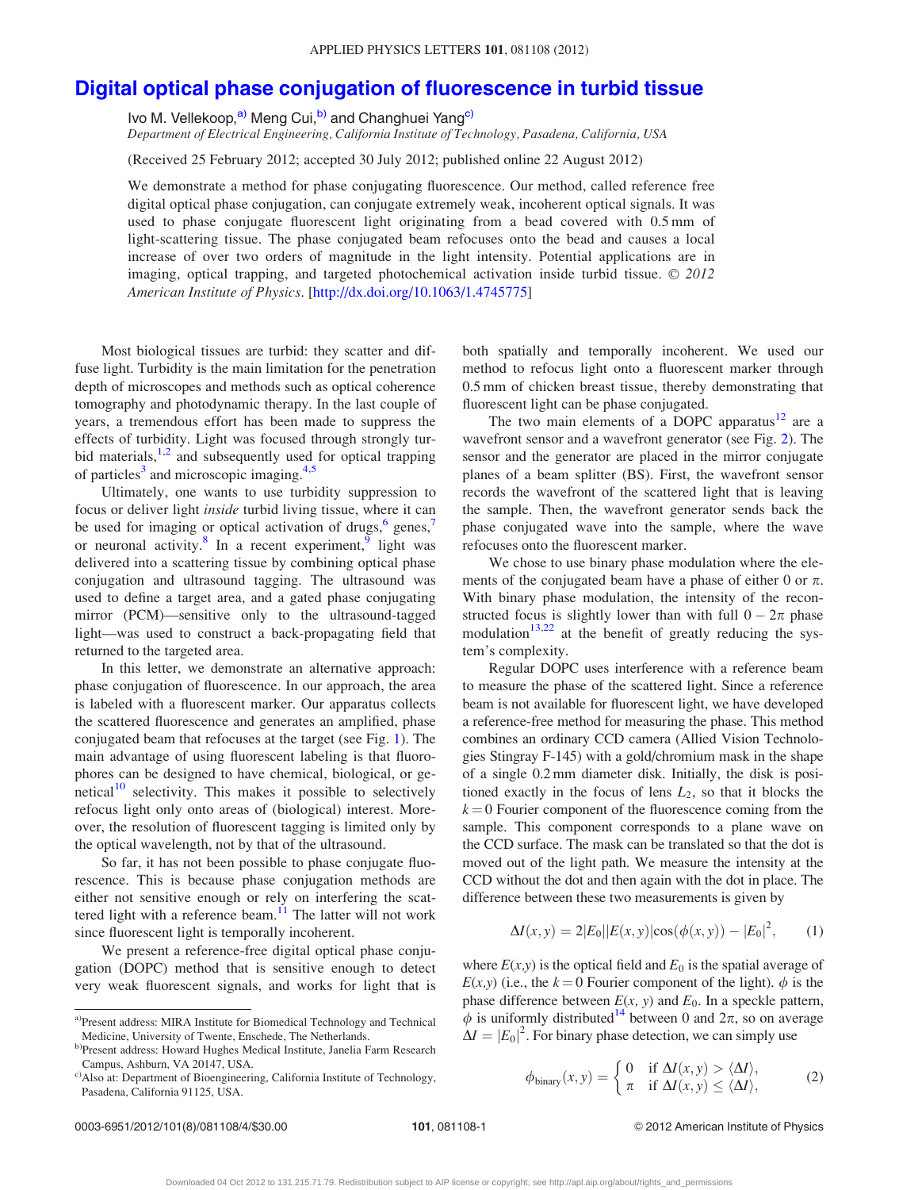# Digital optical phase conjugation of fluorescence in turbid tissue

Ivo M. Vellekoop,[a] Meng Cui,[b] and Changhuei Yang[c]

*Department of Electrical Engineering, California Institute of Technology, Pasadena, California, USA*

(Received 25 February 2012; accepted 30 July 2012; published online 22 August 2012)

We demonstrate a method for phase conjugating fluorescence. Our method, called reference free digital optical phase conjugation, can conjugate extremely weak, incoherent optical signals. It was used to phase conjugate fluorescent light originating from a bead covered with 0.5 mm of light-scattering tissue. The phase conjugated beam refocuses onto the bead and causes a local increase of over two orders of magnitude in the light intensity. Potential applications are in imaging, optical trapping, and targeted photochemical activation inside turbid tissue. © 2012 *American Institute of Physics*. [http://dx.doi.org/10.1063/1.4745775]

Most biological tissues are turbid: they scatter and diffuse light. Turbidity is the main limitation for the penetration depth of microscopes and methods such as optical coherence tomography and photodynamic therapy. In the last couple of years, a tremendous effort has been made to suppress the effects of turbidity. Light was focused through strongly turbid materials,[1,2] and subsequently used for optical trapping of particles[3] and microscopic imaging.[4,5]

Ultimately, one wants to use turbidity suppression to focus or deliver light *inside* turbid living tissue, where it can be used for imaging or optical activation of drugs,[6] genes,[7] or neuronal activity.[8] In a recent experiment,[9] light was delivered into a scattering tissue by combining optical phase conjugation and ultrasound tagging. The ultrasound was used to define a target area, and a gated phase conjugating mirror (PCM)—sensitive only to the ultrasound-tagged light—was used to construct a back-propagating field that returned to the targeted area.

In this letter, we demonstrate an alternative approach: phase conjugation of fluorescence. In our approach, the area is labeled with a fluorescent marker. Our apparatus collects the scattered fluorescence and generates an amplified, phase conjugated beam that refocuses at the target (see Fig. 1). The main advantage of using fluorescent labeling is that fluorophores can be designed to have chemical, biological, or genetical[10] selectivity. This makes it possible to selectively refocus light only onto areas of (biological) interest. Moreover, the resolution of fluorescent tagging is limited only by the optical wavelength, not by that of the ultrasound.

So far, it has not been possible to phase conjugate fluorescence. This is because phase conjugation methods are either not sensitive enough or rely on interfering the scattered light with a reference beam.[11] The latter will not work since fluorescent light is temporally incoherent.

We present a reference-free digital optical phase conjugation (DOPC) method that is sensitive enough to detect very weak fluorescent signals, and works for light that is both spatially and temporally incoherent. We used our method to refocus light onto a fluorescent marker through 0.5 mm of chicken breast tissue, thereby demonstrating that fluorescent light can be phase conjugated.

The two main elements of a DOPC apparatus[12] are a wavefront sensor and a wavefront generator (see Fig. 2). The sensor and the generator are placed in the mirror conjugate planes of a beam splitter (BS). First, the wavefront sensor records the wavefront of the scattered light that is leaving the sample. Then, the wavefront generator sends back the phase conjugated wave into the sample, where the wave refocuses onto the fluorescent marker.

We chose to use binary phase modulation where the elements of the conjugated beam have a phase of either 0 or $\pi$. With binary phase modulation, the intensity of the reconstructed focus is slightly lower than with full $0-2\pi$ phase modulation[13,22] at the benefit of greatly reducing the system's complexity.

Regular DOPC uses interference with a reference beam to measure the phase of the scattered light. Since a reference beam is not available for fluorescent light, we have developed a reference-free method for measuring the phase. This method combines an ordinary CCD camera (Allied Vision Technologies Stingray F-145) with a gold/chromium mask in the shape of a single 0.2 mm diameter disk. Initially, the disk is positioned exactly in the focus of lens $L_2$, so that it blocks the $k=0$ Fourier component of the fluorescence coming from the sample. This component corresponds to a plane wave on the CCD surface. The mask can be translated so that the dot is moved out of the light path. We measure the intensity at the CCD without the dot and then again with the dot in place. The difference between these two measurements is given by

$$\Delta I(x,y) = 2|E_0||E(x,y)|\cos(\phi(x,y)) - |E_0|^2, \tag{1}$$

where $E(x,y)$ is the optical field and $E_0$ is the spatial average of $E(x,y)$ (i.e., the $k=0$ Fourier component of the light). $\phi$ is the phase difference between $E(x,y)$ and $E_0$. In a speckle pattern, $\phi$ is uniformly distributed[14] between 0 and $2\pi$, so on average $\Delta I = |E_0|^2$. For binary phase detection, we can simply use

$$\phi_{\text{binary}}(x,y) = \begin{cases} 0 & \text{if } \Delta I(x,y) > \langle \Delta I \rangle, \\ \pi & \text{if } \Delta I(x,y) \leq \langle \Delta I \rangle, \end{cases} \tag{2}$$

---

[a] Present address: MIRA Institute for Biomedical Technology and Technical Medicine, University of Twente, Enschede, The Netherlands.

[b] Present address: Howard Hughes Medical Institute, Janelia Farm Research Campus, Ashburn, VA 20147, USA.

[c] Also at: Department of Bioengineering, California Institute of Technology, Pasadena, California 91125, USA.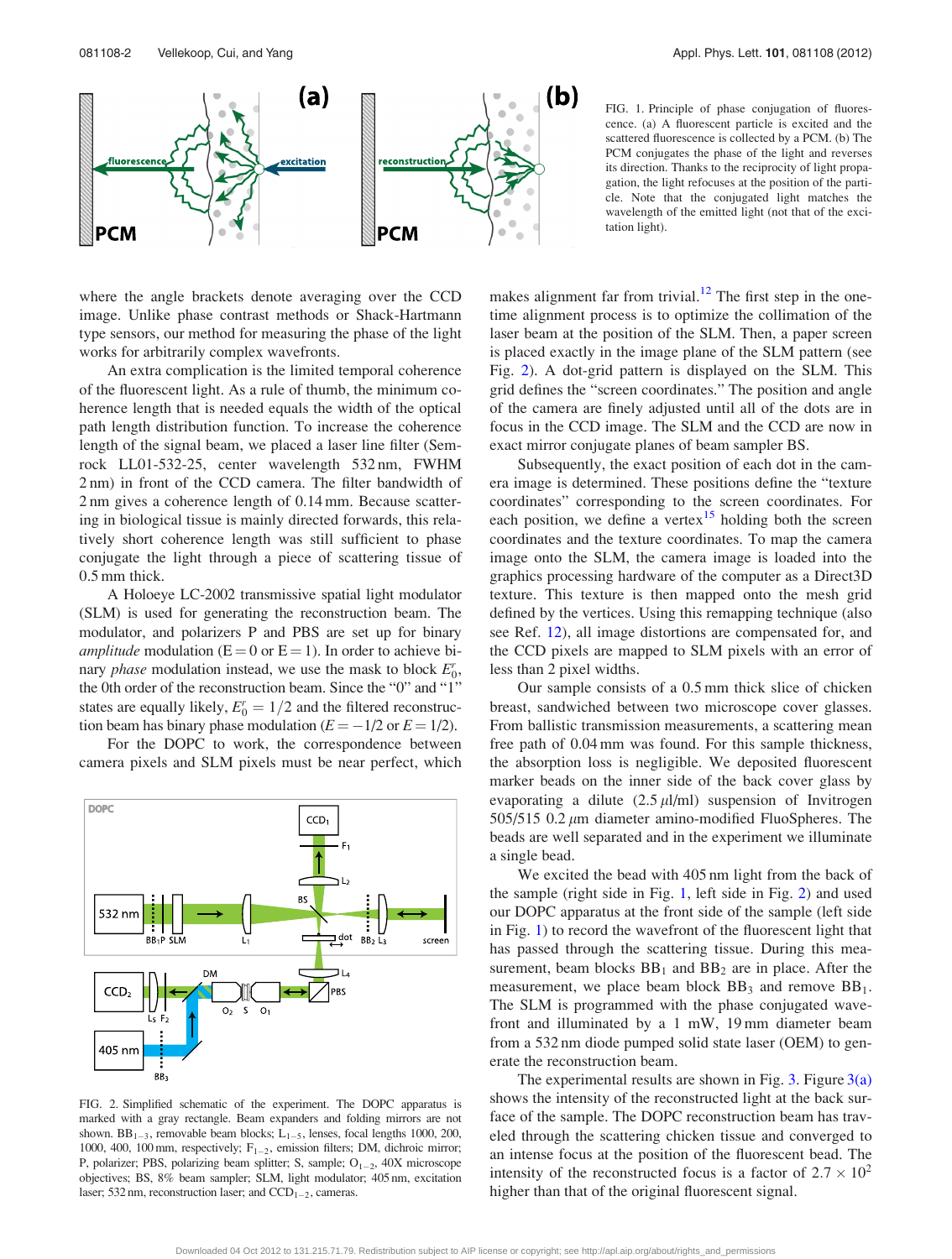FIG. 1. Principle of phase conjugation of fluorescence. (a) A fluorescent particle is excited and the scattered fluorescence is collected by a PCM. (b) The PCM conjugates the phase of the light and reverses its direction. Thanks to the reciprocity of light propagation, the light refocuses at the position of the particle. Note that the conjugated light matches the wavelength of the emitted light (not that of the excitation light).

where the angle brackets denote averaging over the CCD image. Unlike phase contrast methods or Shack-Hartmann type sensors, our method for measuring the phase of the light works for arbitrarily complex wavefronts.

An extra complication is the limited temporal coherence of the fluorescent light. As a rule of thumb, the minimum coherence length that is needed equals the width of the optical path length distribution function. To increase the coherence length of the signal beam, we placed a laser line filter (Semrock LL01-532-25, center wavelength 532 nm, FWHM 2 nm) in front of the CCD camera. The filter bandwidth of 2 nm gives a coherence length of 0.14 mm. Because scattering in biological tissue is mainly directed forwards, this relatively short coherence length was still sufficient to phase conjugate the light through a piece of scattering tissue of 0.5 mm thick.

A Holoeye LC-2002 transmissive spatial light modulator (SLM) is used for generating the reconstruction beam. The modulator, and polarizers P and PBS are set up for binary *amplitude* modulation ($E = 0$ or $E = 1$). In order to achieve binary *phase* modulation instead, we use the mask to block $E_0^r$, the 0th order of the reconstruction beam. Since the "0" and "1" states are equally likely, $E_0^r = 1/2$ and the filtered reconstruction beam has binary phase modulation ($E = -1/2$ or $E = 1/2$).

For the DOPC to work, the correspondence between camera pixels and SLM pixels must be near perfect, which makes alignment far from trivial.[12] The first step in the one-time alignment process is to optimize the collimation of the laser beam at the position of the SLM. Then, a paper screen is placed exactly in the image plane of the SLM pattern (see Fig. 2). A dot-grid pattern is displayed on the SLM. This grid defines the "screen coordinates." The position and angle of the camera are finely adjusted until all of the dots are in focus in the CCD image. The SLM and the CCD are now in exact mirror conjugate planes of beam sampler BS.

Subsequently, the exact position of each dot in the camera image is determined. These positions define the "texture coordinates" corresponding to the screen coordinates. For each position, we define a vertex[15] holding both the screen coordinates and the texture coordinates. To map the camera image onto the SLM, the camera image is loaded into the graphics processing hardware of the computer as a Direct3D texture. This texture is then mapped onto the mesh grid defined by the vertices. Using this remapping technique (also see Ref. 12), all image distortions are compensated for, and the CCD pixels are mapped to SLM pixels with an error of less than 2 pixel widths.

Our sample consists of a 0.5 mm thick slice of chicken breast, sandwiched between two microscope cover glasses. From ballistic transmission measurements, a scattering mean free path of 0.04 mm was found. For this sample thickness, the absorption loss is negligible. We deposited fluorescent marker beads on the inner side of the back cover glass by evaporating a dilute (2.5 $\mu$l/ml) suspension of Invitrogen 505/515 0.2 $\mu$m diameter amino-modified FluoSpheres. The beads are well separated and in the experiment we illuminate a single bead.

We excited the bead with 405 nm light from the back of the sample (right side in Fig. 1, left side in Fig. 2) and used our DOPC apparatus at the front side of the sample (left side in Fig. 1) to record the wavefront of the fluorescent light that has passed through the scattering tissue. During this measurement, beam blocks $BB_1$ and $BB_2$ are in place. After the measurement, we place beam block $BB_3$ and remove $BB_1$. The SLM is programmed with the phase conjugated wavefront and illuminated by a 1 mW, 19 mm diameter beam from a 532 nm diode pumped solid state laser (OEM) to generate the reconstruction beam.

The experimental results are shown in Fig. 3. Figure 3(a) shows the intensity of the reconstructed light at the back surface of the sample. The DOPC reconstruction beam has traveled through the scattering chicken tissue and converged to an intense focus at the position of the fluorescent bead. The intensity of the reconstructed focus is a factor of $2.7 \times 10^2$ higher than that of the original fluorescent signal.

FIG. 2. Simplified schematic of the experiment. The DOPC apparatus is marked with a gray rectangle. Beam expanders and folding mirrors are not shown. $BB_{1-3}$, removable beam blocks; $L_{1-5}$, lenses, focal lengths 1000, 200, 1000, 400, 100 mm, respectively; $F_{1-2}$, emission filters; DM, dichroic mirror; P, polarizer; PBS, polarizing beam splitter; S, sample; $O_{1-2}$, 40X microscope objectives; BS, 8% beam sampler; SLM, light modulator; 405 nm, excitation laser; 532 nm, reconstruction laser; and $CCD_{1-2}$, cameras.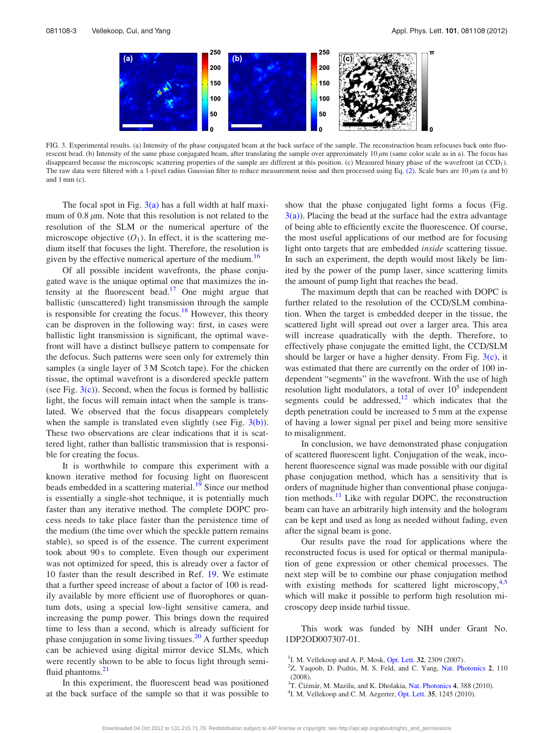FIG. 3. Experimental results. (a) Intensity of the phase conjugated beam at the back surface of the sample. The reconstruction beam refocuses back onto fluorescent bead. (b) Intensity of the same phase conjugated beam, after translating the sample over approximately 10 $\mu$m (same color scale as in a). The focus has disappeared because the microscopic scattering properties of the sample are different at this position. (c) Measured binary phase of the wavefront (at $CCD_1$). The raw data were filtered with a 1-pixel radius Gaussian filter to reduce measurement noise and then processed using Eq. (2). Scale bars are 10 $\mu$m (a and b) and 1 mm (c).

The focal spot in Fig. 3(a) has a full width at half maximum of 0.8 $\mu$m. Note that this resolution is not related to the resolution of the SLM or the numerical aperture of the microscope objective ($O_1$). In effect, it is the scattering medium itself that focuses the light. Therefore, the resolution is given by the effective numerical aperture of the medium.[16]

Of all possible incident wavefronts, the phase conjugated wave is the unique optimal one that maximizes the intensity at the fluorescent bead.[17] One might argue that ballistic (unscattered) light transmission through the sample is responsible for creating the focus.[18] However, this theory can be disproven in the following way: first, in cases were ballistic light transmission is significant, the optimal wavefront will have a distinct bullseye pattern to compensate for the defocus. Such patterns were seen only for extremely thin samples (a single layer of 3 M Scotch tape). For the chicken tissue, the optimal wavefront is a disordered speckle pattern (see Fig. 3(c)). Second, when the focus is formed by ballistic light, the focus will remain intact when the sample is translated. We observed that the focus disappears completely when the sample is translated even slightly (see Fig. 3(b)). These two observations are clear indications that it is scattered light, rather than ballistic transmission that is responsible for creating the focus.

It is worthwhile to compare this experiment with a known iterative method for focusing light on fluorescent beads embedded in a scattering material.[19] Since our method is essentially a single-shot technique, it is potentially much faster than any iterative method. The complete DOPC process needs to take place faster than the persistence time of the medium (the time over which the speckle pattern remains stable), so speed is of the essence. The current experiment took about 90 s to complete. Even though our experiment was not optimized for speed, this is already over a factor of 10 faster than the result described in Ref. 19. We estimate that a further speed increase of about a factor of 100 is readily available by more efficient use of fluorophores or quantum dots, using a special low-light sensitive camera, and increasing the pump power. This brings down the required time to less than a second, which is already sufficient for phase conjugation in some living tissues.[20] A further speedup can be achieved using digital mirror device SLMs, which were recently shown to be able to focus light through semi-fluid phantoms.[21]

In this experiment, the fluorescent bead was positioned at the back surface of the sample so that it was possible to show that the phase conjugated light forms a focus (Fig. 3(a)). Placing the bead at the surface had the extra advantage of being able to efficiently excite the fluorescence. Of course, the most useful applications of our method are for focusing light onto targets that are embedded *inside* scattering tissue. In such an experiment, the depth would most likely be limited by the power of the pump laser, since scattering limits the amount of pump light that reaches the bead.

The maximum depth that can be reached with DOPC is further related to the resolution of the CCD/SLM combination. When the target is embedded deeper in the tissue, the scattered light will spread out over a larger area. This area will increase quadratically with the depth. Therefore, to effectively phase conjugate the emitted light, the CCD/SLM should be larger or have a higher density. From Fig. 3(c), it was estimated that there are currently on the order of 100 independent "segments" in the wavefront. With the use of high resolution light modulators, a total of over $10^5$ independent segments could be addressed,[12] which indicates that the depth penetration could be increased to 5 mm at the expense of having a lower signal per pixel and being more sensitive to misalignment.

In conclusion, we have demonstrated phase conjugation of scattered fluorescent light. Conjugation of the weak, incoherent fluorescence signal was made possible with our digital phase conjugation method, which has a sensitivity that is orders of magnitude higher than conventional phase conjugation methods.[11] Like with regular DOPC, the reconstruction beam can have an arbitrarily high intensity and the hologram can be kept and used as long as needed without fading, even after the signal beam is gone.

Our results pave the road for applications where the reconstructed focus is used for optical or thermal manipulation of gene expression or other chemical processes. The next step will be to combine our phase conjugation method with existing methods for scattered light microscopy,[4,5] which will make it possible to perform high resolution microscopy deep inside turbid tissue.

This work was funded by NIH under Grant No. 1DP2OD007307-01.

[1] I. M. Vellekoop and A. P. Mosk, Opt. Lett. **32**, 2309 (2007).
[2] Z. Yaqoob, D. Psaltis, M. S. Feld, and C. Yang, Nat. Photonics **2**, 110 (2008).
[3] T. Čižmár, M. Mazilu, and K. Dholakia, Nat. Photonics **4**, 388 (2010).
[4] I. M. Vellekoop and C. M. Aegerter, Opt. Lett. **35**, 1245 (2010).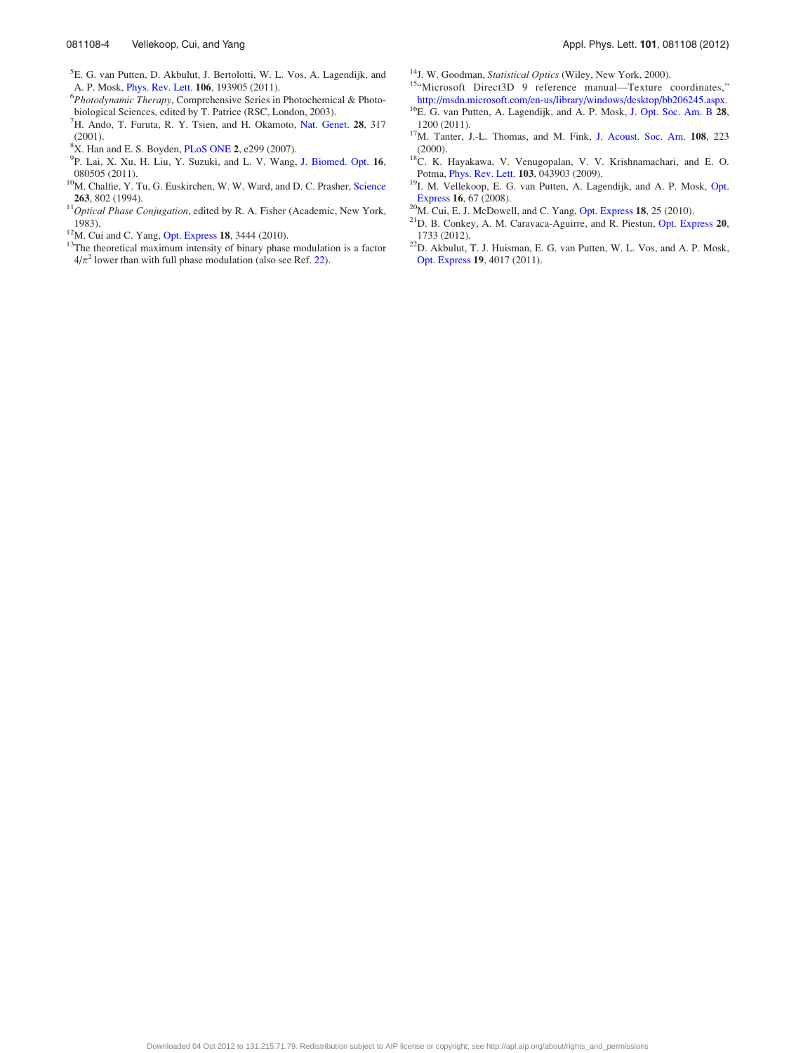[5] E. G. van Putten, D. Akbulut, J. Bertolotti, W. L. Vos, A. Lagendijk, and A. P. Mosk, Phys. Rev. Lett. **106**, 193905 (2011).

[6] *Photodynamic Therapy*, Comprehensive Series in Photochemical & Photobiological Sciences, edited by T. Patrice (RSC, London, 2003).

[7] H. Ando, T. Furuta, R. Y. Tsien, and H. Okamoto, Nat. Genet. **28**, 317 (2001).

[8] X. Han and E. S. Boyden, PLoS ONE **2**, e299 (2007).

[9] P. Lai, X. Xu, H. Liu, Y. Suzuki, and L. V. Wang, J. Biomed. Opt. **16**, 080505 (2011).

[10] M. Chalfie, Y. Tu, G. Euskirchen, W. W. Ward, and D. C. Prasher, Science **263**, 802 (1994).

[11] *Optical Phase Conjugation*, edited by R. A. Fisher (Academic, New York, 1983).

[12] M. Cui and C. Yang, Opt. Express **18**, 3444 (2010).

[13] The theoretical maximum intensity of binary phase modulation is a factor $4/\pi^2$ lower than with full phase modulation (also see Ref. 22).

[14] J. W. Goodman, *Statistical Optics* (Wiley, New York, 2000).

[15] "Microsoft Direct3D 9 reference manual—Texture coordinates," http://msdn.microsoft.com/en-us/library/windows/desktop/bb206245.aspx.

[16] E. G. van Putten, A. Lagendijk, and A. P. Mosk, J. Opt. Soc. Am. B **28**, 1200 (2011).

[17] M. Tanter, J.-L. Thomas, and M. Fink, J. Acoust. Soc. Am. **108**, 223 (2000).

[18] C. K. Hayakawa, V. Venugopalan, V. V. Krishnamachari, and E. O. Potma, Phys. Rev. Lett. **103**, 043903 (2009).

[19] I. M. Vellekoop, E. G. van Putten, A. Lagendijk, and A. P. Mosk, Opt. Express **16**, 67 (2008).

[20] M. Cui, E. J. McDowell, and C. Yang, Opt. Express **18**, 25 (2010).

[21] D. B. Conkey, A. M. Caravaca-Aguirre, and R. Piestun, Opt. Express **20**, 1733 (2012).

[22] D. Akbulut, T. J. Huisman, E. G. van Putten, W. L. Vos, and A. P. Mosk, Opt. Express **19**, 4017 (2011).